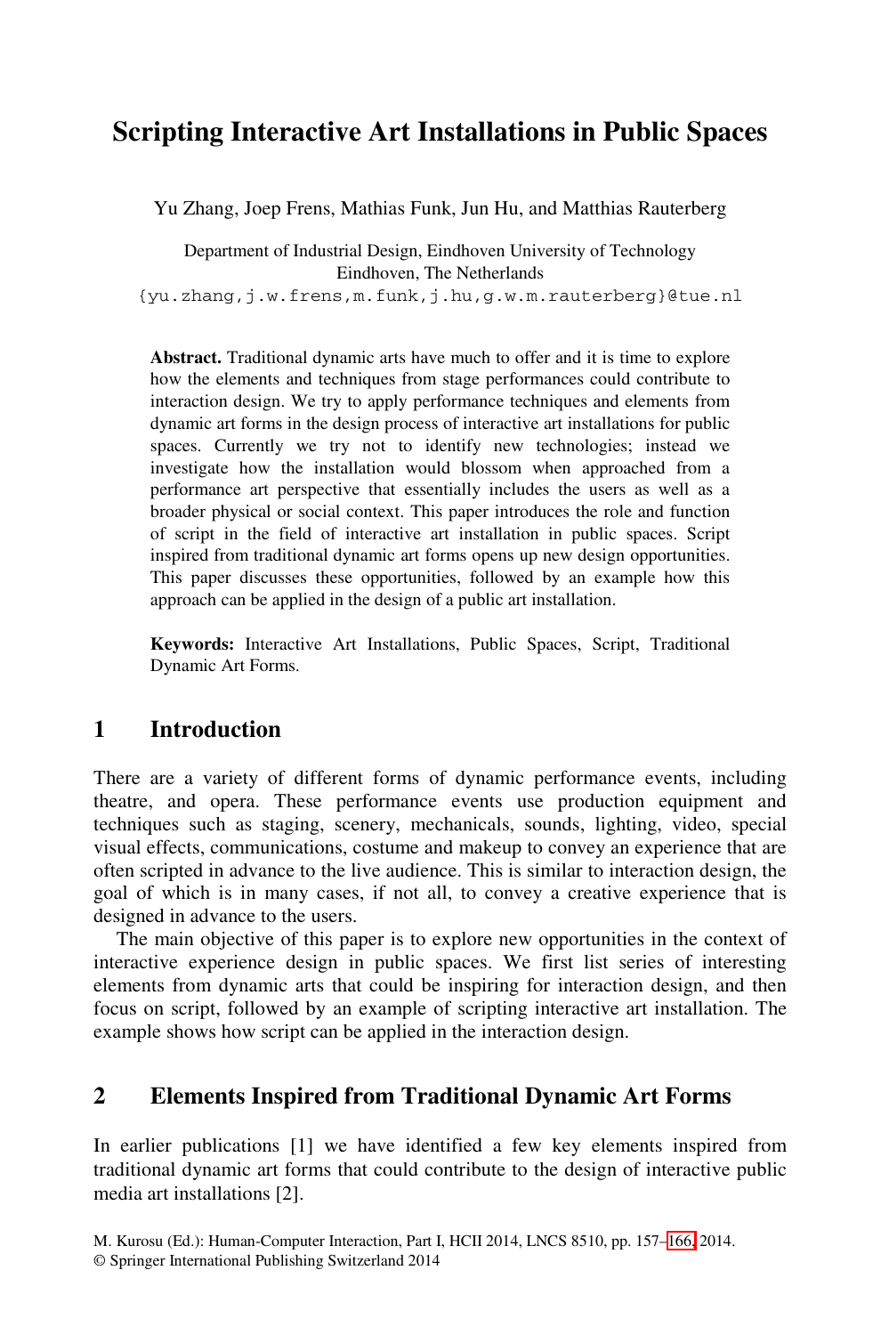# Scripting Interactive Art Installations in Public Spaces

Yu Zhang, Joep Frens, Mathias Funk, Jun Hu, and Matthias Rauterberg

Department of Industrial Design, Eindhoven University of Technology
Eindhoven, The Netherlands
{yu.zhang,j.w.frens,m.funk,j.hu,g.w.m.rauterberg}@tue.nl

**Abstract.** Traditional dynamic arts have much to offer and it is time to explore how the elements and techniques from stage performances could contribute to interaction design. We try to apply performance techniques and elements from dynamic art forms in the design process of interactive art installations for public spaces. Currently we try not to identify new technologies; instead we investigate how the installation would blossom when approached from a performance art perspective that essentially includes the users as well as a broader physical or social context. This paper introduces the role and function of script in the field of interactive art installation in public spaces. Script inspired from traditional dynamic art forms opens up new design opportunities. This paper discusses these opportunities, followed by an example how this approach can be applied in the design of a public art installation.

**Keywords:** Interactive Art Installations, Public Spaces, Script, Traditional Dynamic Art Forms.

## 1 Introduction

There are a variety of different forms of dynamic performance events, including theatre, and opera. These performance events use production equipment and techniques such as staging, scenery, mechanicals, sounds, lighting, video, special visual effects, communications, costume and makeup to convey an experience that are often scripted in advance to the live audience. This is similar to interaction design, the goal of which is in many cases, if not all, to convey a creative experience that is designed in advance to the users.

The main objective of this paper is to explore new opportunities in the context of interactive experience design in public spaces. We first list series of interesting elements from dynamic arts that could be inspiring for interaction design, and then focus on script, followed by an example of scripting interactive art installation. The example shows how script can be applied in the interaction design.

## 2 Elements Inspired from Traditional Dynamic Art Forms

In earlier publications [1] we have identified a few key elements inspired from traditional dynamic art forms that could contribute to the design of interactive public media art installations [2].

M. Kurosu (Ed.): Human-Computer Interaction, Part I, HCII 2014, LNCS 8510, pp. 157–166, 2014.
© Springer International Publishing Switzerland 2014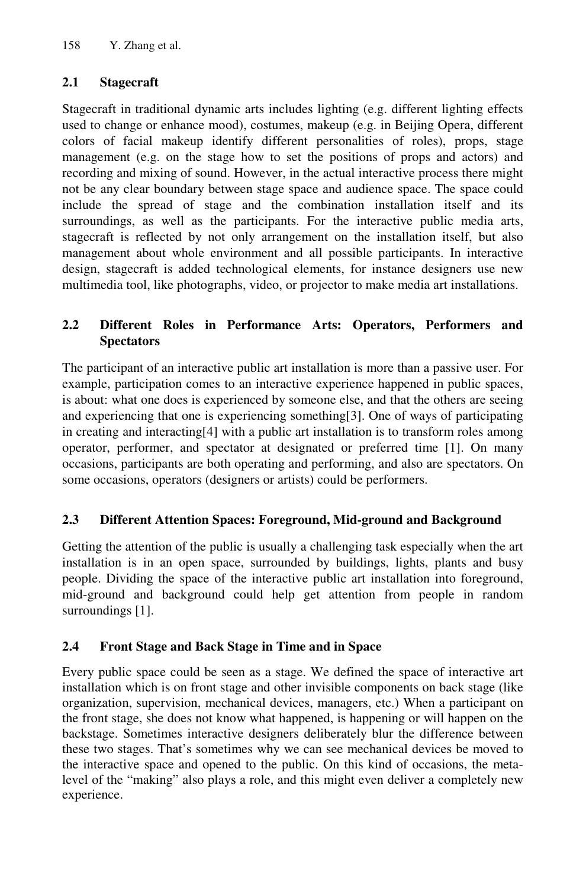## 2.1 Stagecraft

Stagecraft in traditional dynamic arts includes lighting (e.g. different lighting effects used to change or enhance mood), costumes, makeup (e.g. in Beijing Opera, different colors of facial makeup identify different personalities of roles), props, stage management (e.g. on the stage how to set the positions of props and actors) and recording and mixing of sound. However, in the actual interactive process there might not be any clear boundary between stage space and audience space. The space could include the spread of stage and the combination installation itself and its surroundings, as well as the participants. For the interactive public media arts, stagecraft is reflected by not only arrangement on the installation itself, but also management about whole environment and all possible participants. In interactive design, stagecraft is added technological elements, for instance designers use new multimedia tool, like photographs, video, or projector to make media art installations.

## 2.2 Different Roles in Performance Arts: Operators, Performers and Spectators

The participant of an interactive public art installation is more than a passive user. For example, participation comes to an interactive experience happened in public spaces, is about: what one does is experienced by someone else, and that the others are seeing and experiencing that one is experiencing something[3]. One of ways of participating in creating and interacting[4] with a public art installation is to transform roles among operator, performer, and spectator at designated or preferred time [1]. On many occasions, participants are both operating and performing, and also are spectators. On some occasions, operators (designers or artists) could be performers.

## 2.3 Different Attention Spaces: Foreground, Mid-ground and Background

Getting the attention of the public is usually a challenging task especially when the art installation is in an open space, surrounded by buildings, lights, plants and busy people. Dividing the space of the interactive public art installation into foreground, mid-ground and background could help get attention from people in random surroundings [1].

## 2.4 Front Stage and Back Stage in Time and in Space

Every public space could be seen as a stage. We defined the space of interactive art installation which is on front stage and other invisible components on back stage (like organization, supervision, mechanical devices, managers, etc.) When a participant on the front stage, she does not know what happened, is happening or will happen on the backstage. Sometimes interactive designers deliberately blur the difference between these two stages. That's sometimes why we can see mechanical devices be moved to the interactive space and opened to the public. On this kind of occasions, the meta-level of the "making" also plays a role, and this might even deliver a completely new experience.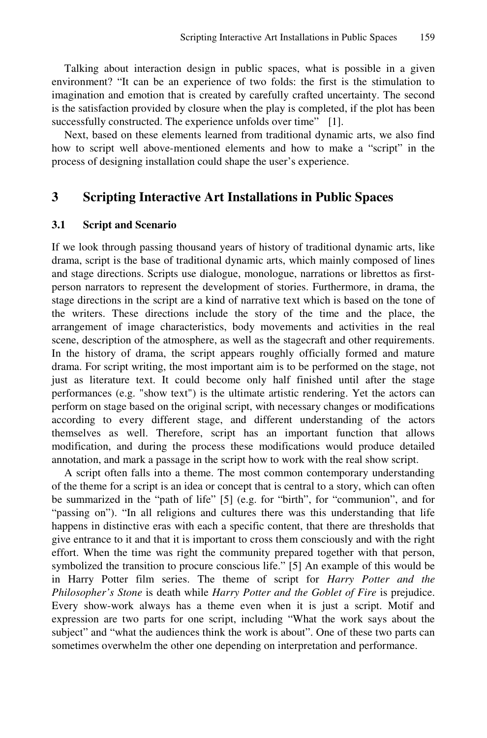Talking about interaction design in public spaces, what is possible in a given environment? “It can be an experience of two folds: the first is the stimulation to imagination and emotion that is created by carefully crafted uncertainty. The second is the satisfaction provided by closure when the play is completed, if the plot has been successfully constructed. The experience unfolds over time” [1].

Next, based on these elements learned from traditional dynamic arts, we also find how to script well above-mentioned elements and how to make a “script” in the process of designing installation could shape the user’s experience.

## 3 Scripting Interactive Art Installations in Public Spaces

### 3.1 Script and Scenario

If we look through passing thousand years of history of traditional dynamic arts, like drama, script is the base of traditional dynamic arts, which mainly composed of lines and stage directions. Scripts use dialogue, monologue, narrations or librettos as first-person narrators to represent the development of stories. Furthermore, in drama, the stage directions in the script are a kind of narrative text which is based on the tone of the writers. These directions include the story of the time and the place, the arrangement of image characteristics, body movements and activities in the real scene, description of the atmosphere, as well as the stagecraft and other requirements. In the history of drama, the script appears roughly officially formed and mature drama. For script writing, the most important aim is to be performed on the stage, not just as literature text. It could become only half finished until after the stage performances (e.g. "show text") is the ultimate artistic rendering. Yet the actors can perform on stage based on the original script, with necessary changes or modifications according to every different stage, and different understanding of the actors themselves as well. Therefore, script has an important function that allows modification, and during the process these modifications would produce detailed annotation, and mark a passage in the script how to work with the real show script.

A script often falls into a theme. The most common contemporary understanding of the theme for a script is an idea or concept that is central to a story, which can often be summarized in the “path of life” [5] (e.g. for “birth”, for “communion”, and for “passing on”). “In all religions and cultures there was this understanding that life happens in distinctive eras with each a specific content, that there are thresholds that give entrance to it and that it is important to cross them consciously and with the right effort. When the time was right the community prepared together with that person, symbolized the transition to procure conscious life.” [5] An example of this would be in Harry Potter film series. The theme of script for *Harry Potter and the Philosopher’s Stone* is death while *Harry Potter and the Goblet of Fire* is prejudice. Every show-work always has a theme even when it is just a script. Motif and expression are two parts for one script, including “What the work says about the subject” and “what the audiences think the work is about”. One of these two parts can sometimes overwhelm the other one depending on interpretation and performance.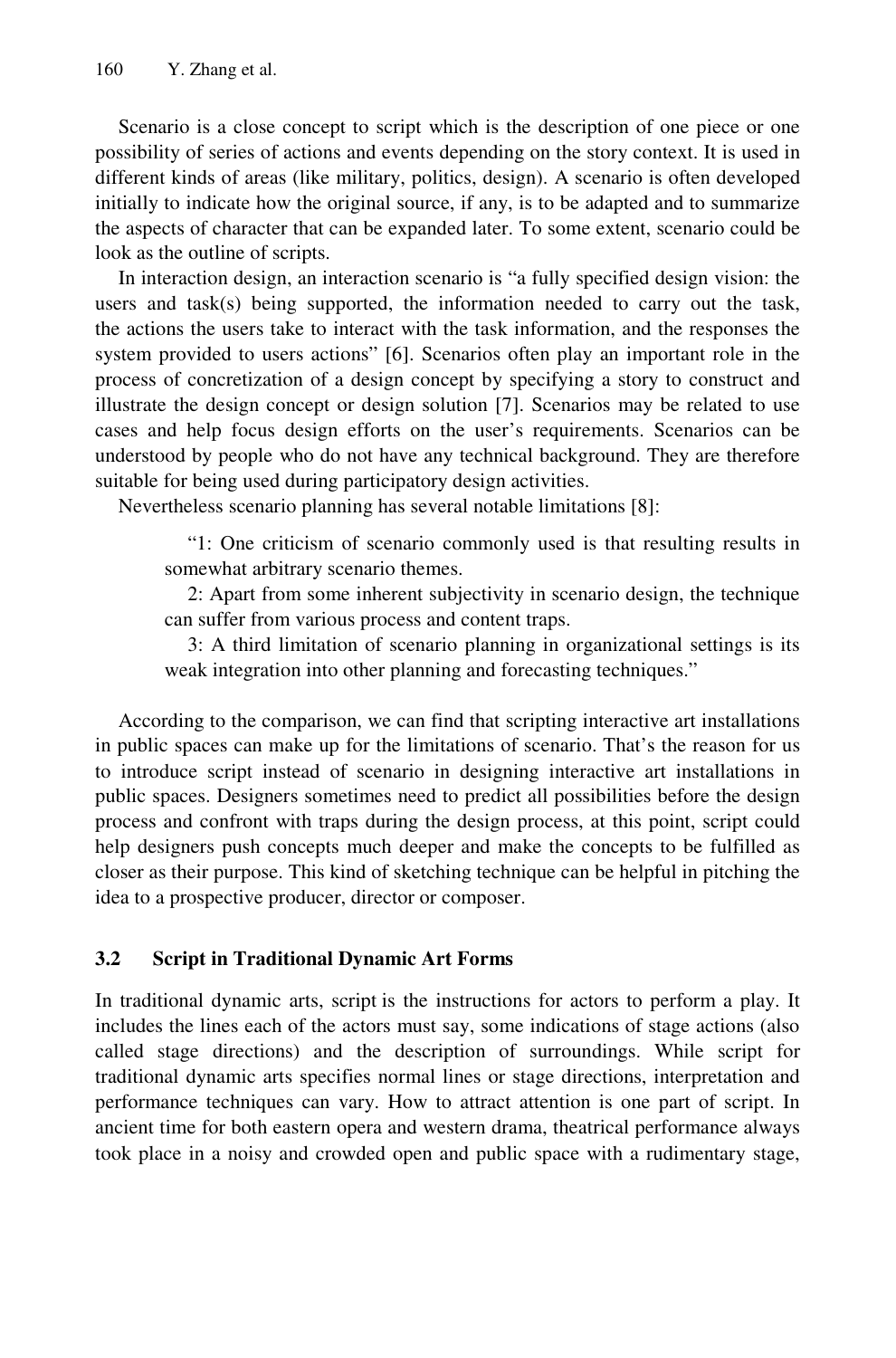Scenario is a close concept to script which is the description of one piece or one possibility of series of actions and events depending on the story context. It is used in different kinds of areas (like military, politics, design). A scenario is often developed initially to indicate how the original source, if any, is to be adapted and to summarize the aspects of character that can be expanded later. To some extent, scenario could be look as the outline of scripts.

In interaction design, an interaction scenario is "a fully specified design vision: the users and task(s) being supported, the information needed to carry out the task, the actions the users take to interact with the task information, and the responses the system provided to users actions" [6]. Scenarios often play an important role in the process of concretization of a design concept by specifying a story to construct and illustrate the design concept or design solution [7]. Scenarios may be related to use cases and help focus design efforts on the user's requirements. Scenarios can be understood by people who do not have any technical background. They are therefore suitable for being used during participatory design activities.

Nevertheless scenario planning has several notable limitations [8]:

> "1: One criticism of scenario commonly used is that resulting results in somewhat arbitrary scenario themes.
>
> 2: Apart from some inherent subjectivity in scenario design, the technique can suffer from various process and content traps.
>
> 3: A third limitation of scenario planning in organizational settings is its weak integration into other planning and forecasting techniques."

According to the comparison, we can find that scripting interactive art installations in public spaces can make up for the limitations of scenario. That's the reason for us to introduce script instead of scenario in designing interactive art installations in public spaces. Designers sometimes need to predict all possibilities before the design process and confront with traps during the design process, at this point, script could help designers push concepts much deeper and make the concepts to be fulfilled as closer as their purpose. This kind of sketching technique can be helpful in pitching the idea to a prospective producer, director or composer.

### 3.2 Script in Traditional Dynamic Art Forms

In traditional dynamic arts, script is the instructions for actors to perform a play. It includes the lines each of the actors must say, some indications of stage actions (also called stage directions) and the description of surroundings. While script for traditional dynamic arts specifies normal lines or stage directions, interpretation and performance techniques can vary. How to attract attention is one part of script. In ancient time for both eastern opera and western drama, theatrical performance always took place in a noisy and crowded open and public space with a rudimentary stage,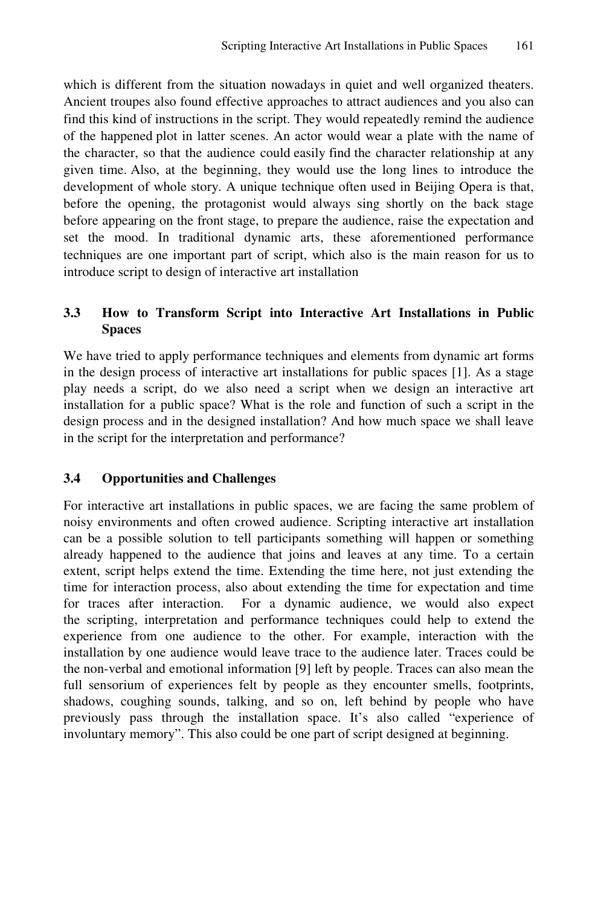which is different from the situation nowadays in quiet and well organized theaters. Ancient troupes also found effective approaches to attract audiences and you also can find this kind of instructions in the script. They would repeatedly remind the audience of the happened plot in latter scenes. An actor would wear a plate with the name of the character, so that the audience could easily find the character relationship at any given time. Also, at the beginning, they would use the long lines to introduce the development of whole story. A unique technique often used in Beijing Opera is that, before the opening, the protagonist would always sing shortly on the back stage before appearing on the front stage, to prepare the audience, raise the expectation and set the mood. In traditional dynamic arts, these aforementioned performance techniques are one important part of script, which also is the main reason for us to introduce script to design of interactive art installation

### 3.3 How to Transform Script into Interactive Art Installations in Public Spaces

We have tried to apply performance techniques and elements from dynamic art forms in the design process of interactive art installations for public spaces [1]. As a stage play needs a script, do we also need a script when we design an interactive art installation for a public space? What is the role and function of such a script in the design process and in the designed installation? And how much space we shall leave in the script for the interpretation and performance?

### 3.4 Opportunities and Challenges

For interactive art installations in public spaces, we are facing the same problem of noisy environments and often crowed audience. Scripting interactive art installation can be a possible solution to tell participants something will happen or something already happened to the audience that joins and leaves at any time. To a certain extent, script helps extend the time. Extending the time here, not just extending the time for interaction process, also about extending the time for expectation and time for traces after interaction. For a dynamic audience, we would also expect the scripting, interpretation and performance techniques could help to extend the experience from one audience to the other. For example, interaction with the installation by one audience would leave trace to the audience later. Traces could be the non-verbal and emotional information [9] left by people. Traces can also mean the full sensorium of experiences felt by people as they encounter smells, footprints, shadows, coughing sounds, talking, and so on, left behind by people who have previously pass through the installation space. It's also called "experience of involuntary memory". This also could be one part of script designed at beginning.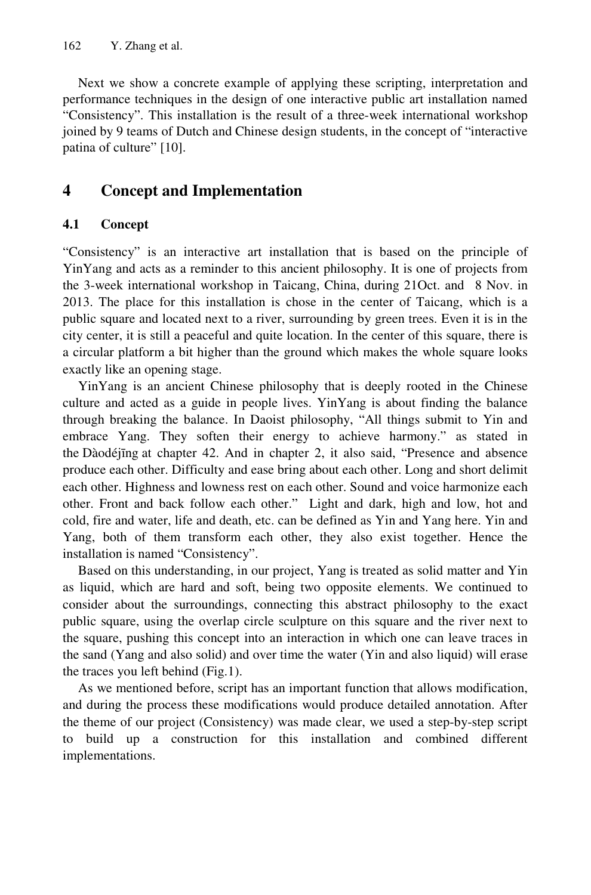Next we show a concrete example of applying these scripting, interpretation and performance techniques in the design of one interactive public art installation named “Consistency”. This installation is the result of a three-week international workshop joined by 9 teams of Dutch and Chinese design students, in the concept of “interactive patina of culture” [10].

## 4 Concept and Implementation

### 4.1 Concept

“Consistency” is an interactive art installation that is based on the principle of YinYang and acts as a reminder to this ancient philosophy. It is one of projects from the 3-week international workshop in Taicang, China, during 21Oct. and 8 Nov. in 2013. The place for this installation is chose in the center of Taicang, which is a public square and located next to a river, surrounding by green trees. Even it is in the city center, it is still a peaceful and quite location. In the center of this square, there is a circular platform a bit higher than the ground which makes the whole square looks exactly like an opening stage.

YinYang is an ancient Chinese philosophy that is deeply rooted in the Chinese culture and acted as a guide in people lives. YinYang is about finding the balance through breaking the balance. In Daoist philosophy, “All things submit to Yin and embrace Yang. They soften their energy to achieve harmony.” as stated in the Dàodéjīng at chapter 42. And in chapter 2, it also said, “Presence and absence produce each other. Difficulty and ease bring about each other. Long and short delimit each other. Highness and lowness rest on each other. Sound and voice harmonize each other. Front and back follow each other.” Light and dark, high and low, hot and cold, fire and water, life and death, etc. can be defined as Yin and Yang here. Yin and Yang, both of them transform each other, they also exist together. Hence the installation is named “Consistency”.

Based on this understanding, in our project, Yang is treated as solid matter and Yin as liquid, which are hard and soft, being two opposite elements. We continued to consider about the surroundings, connecting this abstract philosophy to the exact public square, using the overlap circle sculpture on this square and the river next to the square, pushing this concept into an interaction in which one can leave traces in the sand (Yang and also solid) and over time the water (Yin and also liquid) will erase the traces you left behind (Fig.1).

As we mentioned before, script has an important function that allows modification, and during the process these modifications would produce detailed annotation. After the theme of our project (Consistency) was made clear, we used a step-by-step script to build up a construction for this installation and combined different implementations.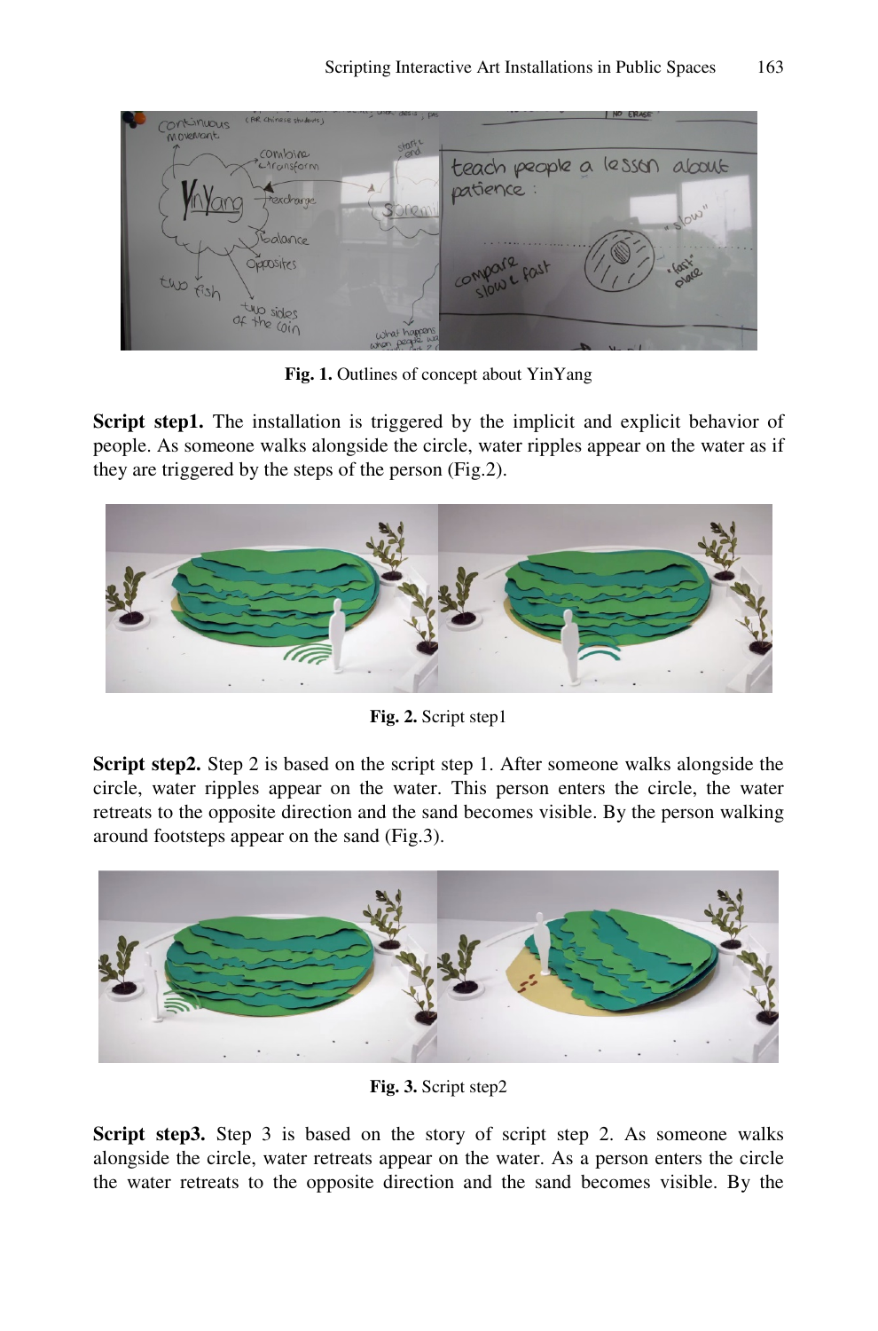**Fig. 1.** Outlines of concept about YinYang

**Script step1.** The installation is triggered by the implicit and explicit behavior of people. As someone walks alongside the circle, water ripples appear on the water as if they are triggered by the steps of the person (Fig.2).

**Fig. 2.** Script step1

**Script step2.** Step 2 is based on the script step 1. After someone walks alongside the circle, water ripples appear on the water. This person enters the circle, the water retreats to the opposite direction and the sand becomes visible. By the person walking around footsteps appear on the sand (Fig.3).

**Fig. 3.** Script step2

**Script step3.** Step 3 is based on the story of script step 2. As someone walks alongside the circle, water retreats appear on the water. As a person enters the circle the water retreats to the opposite direction and the sand becomes visible. By the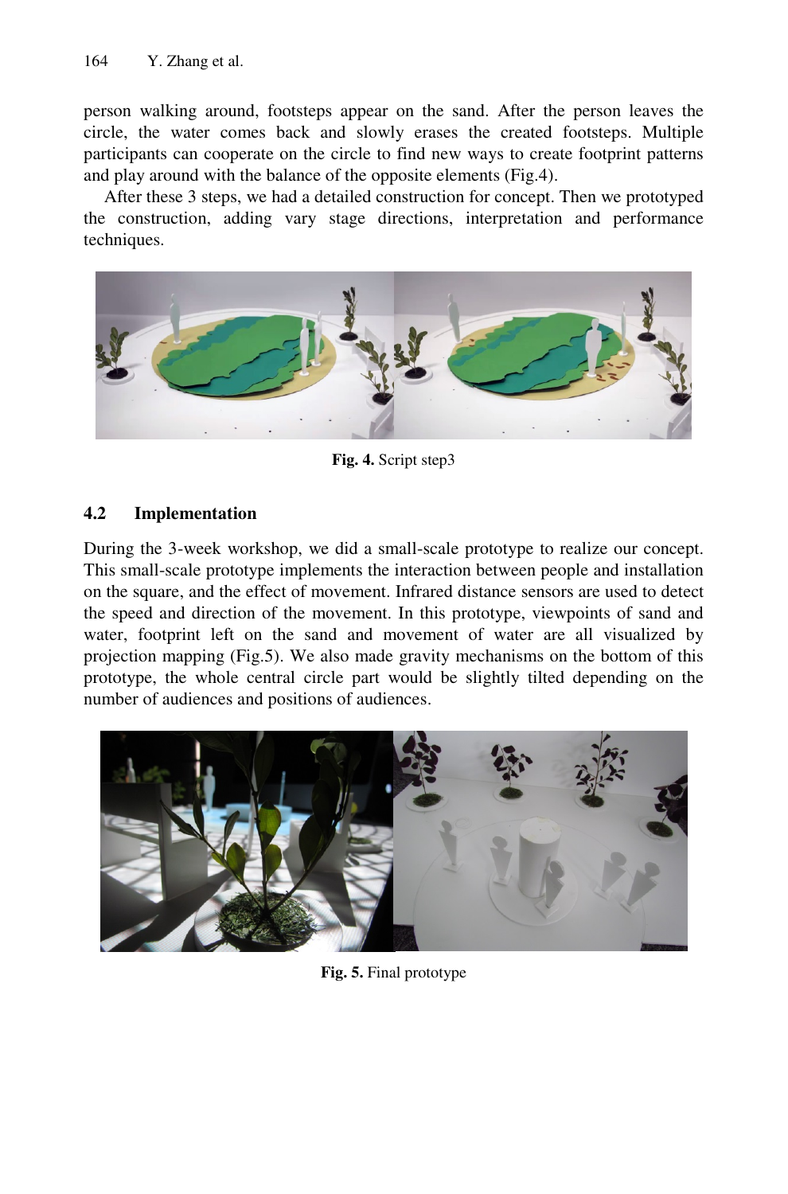person walking around, footsteps appear on the sand. After the person leaves the circle, the water comes back and slowly erases the created footsteps. Multiple participants can cooperate on the circle to find new ways to create footprint patterns and play around with the balance of the opposite elements (Fig.4).

After these 3 steps, we had a detailed construction for concept. Then we prototyped the construction, adding vary stage directions, interpretation and performance techniques.

**Fig. 4.** Script step3

### 4.2 Implementation

During the 3-week workshop, we did a small-scale prototype to realize our concept. This small-scale prototype implements the interaction between people and installation on the square, and the effect of movement. Infrared distance sensors are used to detect the speed and direction of the movement. In this prototype, viewpoints of sand and water, footprint left on the sand and movement of water are all visualized by projection mapping (Fig.5). We also made gravity mechanisms on the bottom of this prototype, the whole central circle part would be slightly tilted depending on the number of audiences and positions of audiences.

**Fig. 5.** Final prototype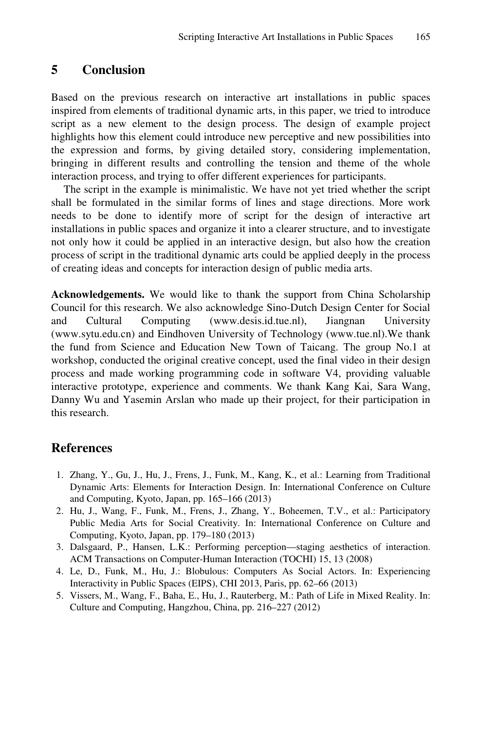## 5 Conclusion

Based on the previous research on interactive art installations in public spaces inspired from elements of traditional dynamic arts, in this paper, we tried to introduce script as a new element to the design process. The design of example project highlights how this element could introduce new perceptive and new possibilities into the expression and forms, by giving detailed story, considering implementation, bringing in different results and controlling the tension and theme of the whole interaction process, and trying to offer different experiences for participants.

The script in the example is minimalistic. We have not yet tried whether the script shall be formulated in the similar forms of lines and stage directions. More work needs to be done to identify more of script for the design of interactive art installations in public spaces and organize it into a clearer structure, and to investigate not only how it could be applied in an interactive design, but also how the creation process of script in the traditional dynamic arts could be applied deeply in the process of creating ideas and concepts for interaction design of public media arts.

**Acknowledgements.** We would like to thank the support from China Scholarship Council for this research. We also acknowledge Sino-Dutch Design Center for Social and Cultural Computing (www.desis.id.tue.nl), Jiangnan University (www.sytu.edu.cn) and Eindhoven University of Technology (www.tue.nl).We thank the fund from Science and Education New Town of Taicang. The group No.1 at workshop, conducted the original creative concept, used the final video in their design process and made working programming code in software V4, providing valuable interactive prototype, experience and comments. We thank Kang Kai, Sara Wang, Danny Wu and Yasemin Arslan who made up their project, for their participation in this research.

## References

1. Zhang, Y., Gu, J., Hu, J., Frens, J., Funk, M., Kang, K., et al.: Learning from Traditional Dynamic Arts: Elements for Interaction Design. In: International Conference on Culture and Computing, Kyoto, Japan, pp. 165–166 (2013)
2. Hu, J., Wang, F., Funk, M., Frens, J., Zhang, Y., Boheemen, T.V., et al.: Participatory Public Media Arts for Social Creativity. In: International Conference on Culture and Computing, Kyoto, Japan, pp. 179–180 (2013)
3. Dalsgaard, P., Hansen, L.K.: Performing perception—staging aesthetics of interaction. ACM Transactions on Computer-Human Interaction (TOCHI) 15, 13 (2008)
4. Le, D., Funk, M., Hu, J.: Blobulous: Computers As Social Actors. In: Experiencing Interactivity in Public Spaces (EIPS), CHI 2013, Paris, pp. 62–66 (2013)
5. Vissers, M., Wang, F., Baha, E., Hu, J., Rauterberg, M.: Path of Life in Mixed Reality. In: Culture and Computing, Hangzhou, China, pp. 216–227 (2012)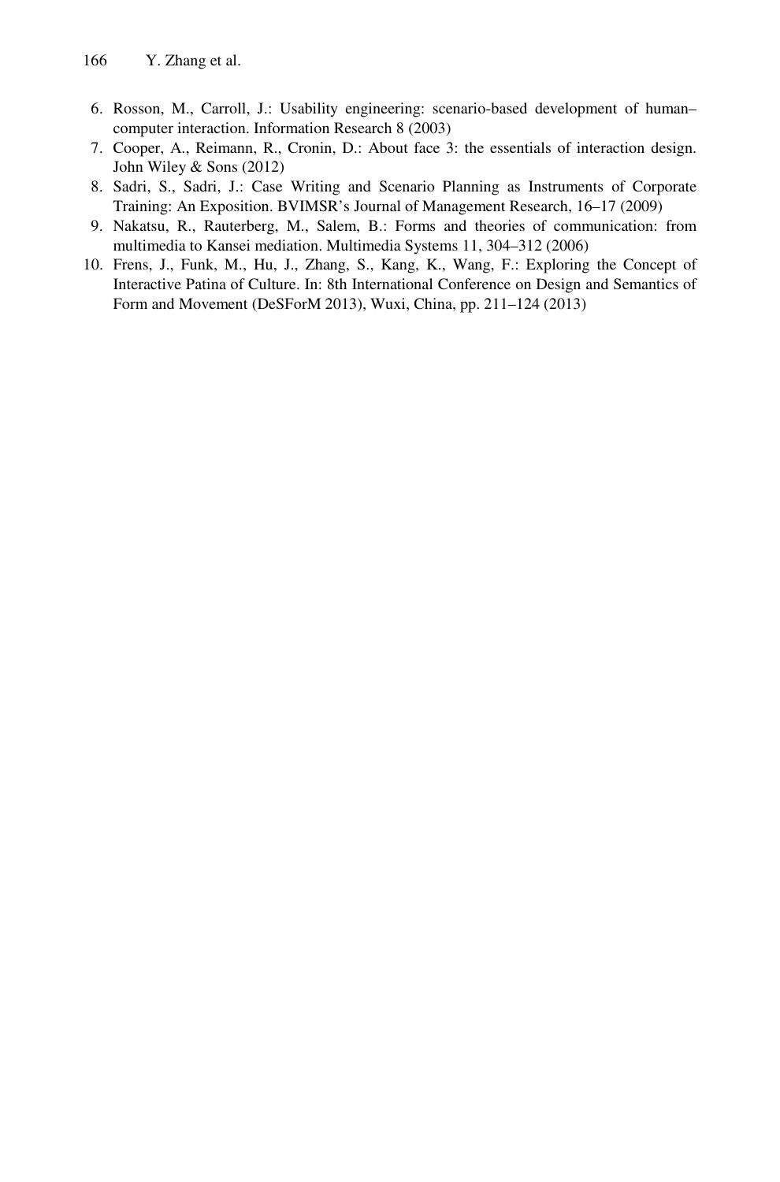6. Rosson, M., Carroll, J.: Usability engineering: scenario-based development of human–computer interaction. Information Research 8 (2003)
7. Cooper, A., Reimann, R., Cronin, D.: About face 3: the essentials of interaction design. John Wiley & Sons (2012)
8. Sadri, S., Sadri, J.: Case Writing and Scenario Planning as Instruments of Corporate Training: An Exposition. BVIMSR's Journal of Management Research, 16–17 (2009)
9. Nakatsu, R., Rauterberg, M., Salem, B.: Forms and theories of communication: from multimedia to Kansei mediation. Multimedia Systems 11, 304–312 (2006)
10. Frens, J., Funk, M., Hu, J., Zhang, S., Kang, K., Wang, F.: Exploring the Concept of Interactive Patina of Culture. In: 8th International Conference on Design and Semantics of Form and Movement (DeSForM 2013), Wuxi, China, pp. 211–124 (2013)